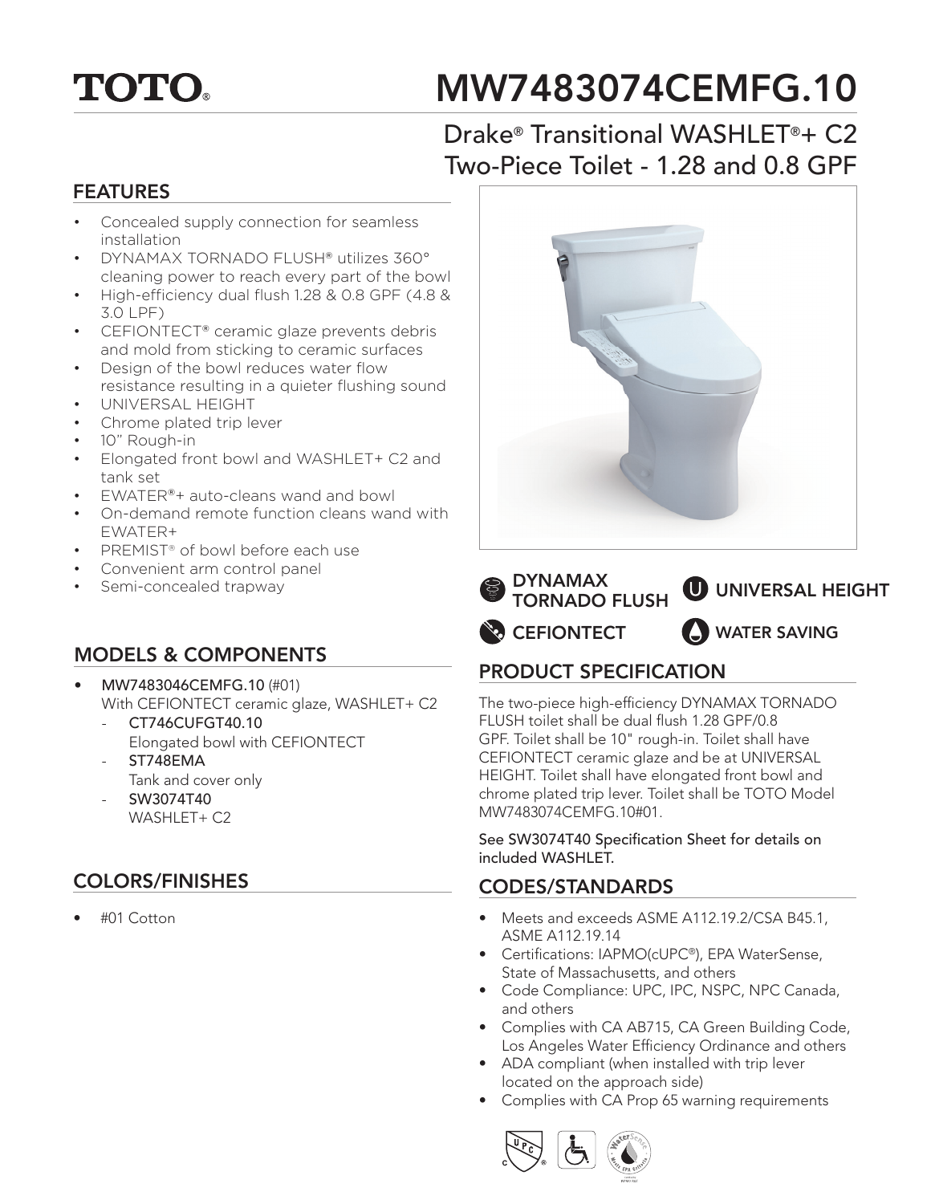# TOTO

# MW7483074CEMFG.10

## Drake® Transitional WASHLET®+ C2 Two-Piece Toilet - 1.28 and 0.8 GPF

## FEATURES

- Concealed supply connection for seamless installation
- DYNAMAX TORNADO FLUSH® utilizes 360° cleaning power to reach every part of the bowl
- High-efficiency dual flush 1.28 & 0.8 GPF (4.8 & 3.0 LPF)
- CEFIONTECT® ceramic glaze prevents debris and mold from sticking to ceramic surfaces
- Design of the bowl reduces water flow resistance resulting in a quieter flushing sound
- UNIVERSAL HEIGHT
- Chrome plated trip lever
- 10" Rough-in
- Elongated front bowl and WASHLET+ C2 and tank set
- EWATER®+ auto-cleans wand and bowl
- On-demand remote function cleans wand with EWATER+
- PREMIST® of bowl before each use
- Convenient arm control panel
- Semi-concealed trapway

DYNAMAX TORNADO FLUSH

UNIVERSAL HEIGHT

CEFIONTECT

WATER SAVING

## MODELS & COMPONENTS

- **MW7483046CEMFG.10** (#01)
  With CEFIONTECT ceramic glaze, WASHLET+ C2
  - **CT746CUFGT40.10**
    Elongated bowl with CEFIONTECT
  - **ST748EMA**
    Tank and cover only
  - **SW3074T40**
    WASHLET+ C2

## COLORS/FINISHES

- #01 Cotton

## PRODUCT SPECIFICATION

The two-piece high-efficiency DYNAMAX TORNADO FLUSH toilet shall be dual flush 1.28 GPF/0.8 GPF. Toilet shall be 10" rough-in. Toilet shall have CEFIONTECT ceramic glaze and be at UNIVERSAL HEIGHT. Toilet shall have elongated front bowl and chrome plated trip lever. Toilet shall be TOTO Model MW7483074CEMFG.10#01.

See SW3074T40 Specification Sheet for details on included WASHLET.

## CODES/STANDARDS

- Meets and exceeds ASME A112.19.2/CSA B45.1, ASME A112.19.14
- Certifications: IAPMO(cUPC®), EPA WaterSense, State of Massachusetts, and others
- Code Compliance: UPC, IPC, NSPC, NPC Canada, and others
- Complies with CA AB715, CA Green Building Code, Los Angeles Water Efficiency Ordinance and others
- ADA compliant (when installed with trip lever located on the approach side)
- Complies with CA Prop 65 warning requirements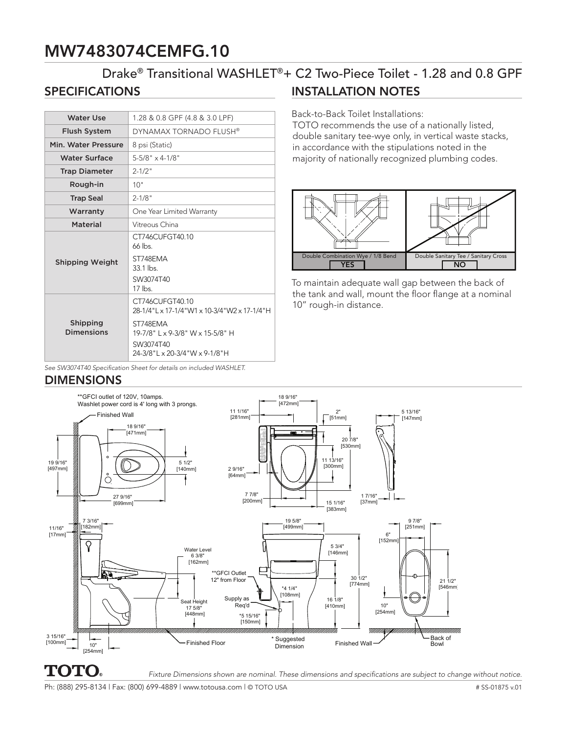# MW7483074CEMFG.10

## Drake® Transitional WASHLET®+ C2 Two-Piece Toilet - 1.28 and 0.8 GPF

## SPECIFICATIONS

| | |
|---|---|
| Water Use | 1.28 & 0.8 GPF (4.8 & 3.0 LPF) |
| Flush System | DYNAMAX TORNADO FLUSH® |
| Min. Water Pressure | 8 psi (Static) |
| Water Surface | 5-5/8" x 4-1/8" |
| Trap Diameter | 2-1/2" |
| Rough-in | 10" |
| Trap Seal | 2-1/8" |
| Warranty | One Year Limited Warranty |
| Material | Vitreous China |
| Shipping Weight | CT746CUFGT40.10 66 lbs. ST748EMA 33.1 lbs. SW3074T40 17 lbs. |
| Shipping Dimensions | CT746CUFGT40.10 28-1/4"L x 17-1/4"W1 x 10-3/4"W2 x 17-1/4"H ST748EMA 19-7/8" L x 9-3/8" W x 15-5/8" H SW3074T40 24-3/8"L x 20-3/4"W x 9-1/8"H |

*See SW3074T40 Specification Sheet for details on included WASHLET.*

## INSTALLATION NOTES

Back-to-Back Toilet Installations:
TOTO recommends the use of a nationally listed, double sanitary tee-wye only, in vertical waste stacks, in accordance with the stipulations noted in the majority of nationally recognized plumbing codes.

Double Combination Wye / 1/8 Bend
YES

Double Sanitary Tee / Sanitary Cross
NO

To maintain adequate wall gap between the back of the tank and wall, mount the floor flange at a nominal 10" rough-in distance.

## DIMENSIONS

**GFCI outlet of 120V, 10amps.
Washlet power cord is 4' long with 3 prongs.

Finished Wall
18 9/16" [471mm]
19 9/16" [497mm]
5 1/2" [140mm]
27 9/16" [699mm]
18 9/16" [472mm]
11 1/16" [281mm]
2" [51mm]
5 13/16" [147mm]
20 7/8" [530mm]
11 13/16" [300mm]
2 9/16" [64mm]
7 7/8" [200mm]
15 1/16" [383mm]
1 7/16" [37mm]
7 3/16" [182mm]
11/16" [17mm]
Water Level 6 3/8" [162mm]
Seat Height 17 5/8" [448mm]
19 5/8" [499mm]
5 3/4" [146mm]
**GFCI Outlet 12" from Floor
*4 1/4" [108mm]
Supply as Req'd
*5 15/16" [150mm]
16 1/8" [410mm]
30 1/2" [774mm]
9 7/8" [251mm]
6" [152mm]
21 1/2" [546mm]
10" [254mm]
3 15/16" [100mm]
10" [254mm]
Finished Floor
* Suggested Dimension
Finished Wall
Back of Bowl

*Fixture Dimensions shown are nominal. These dimensions and specifications are subject to change without notice.*